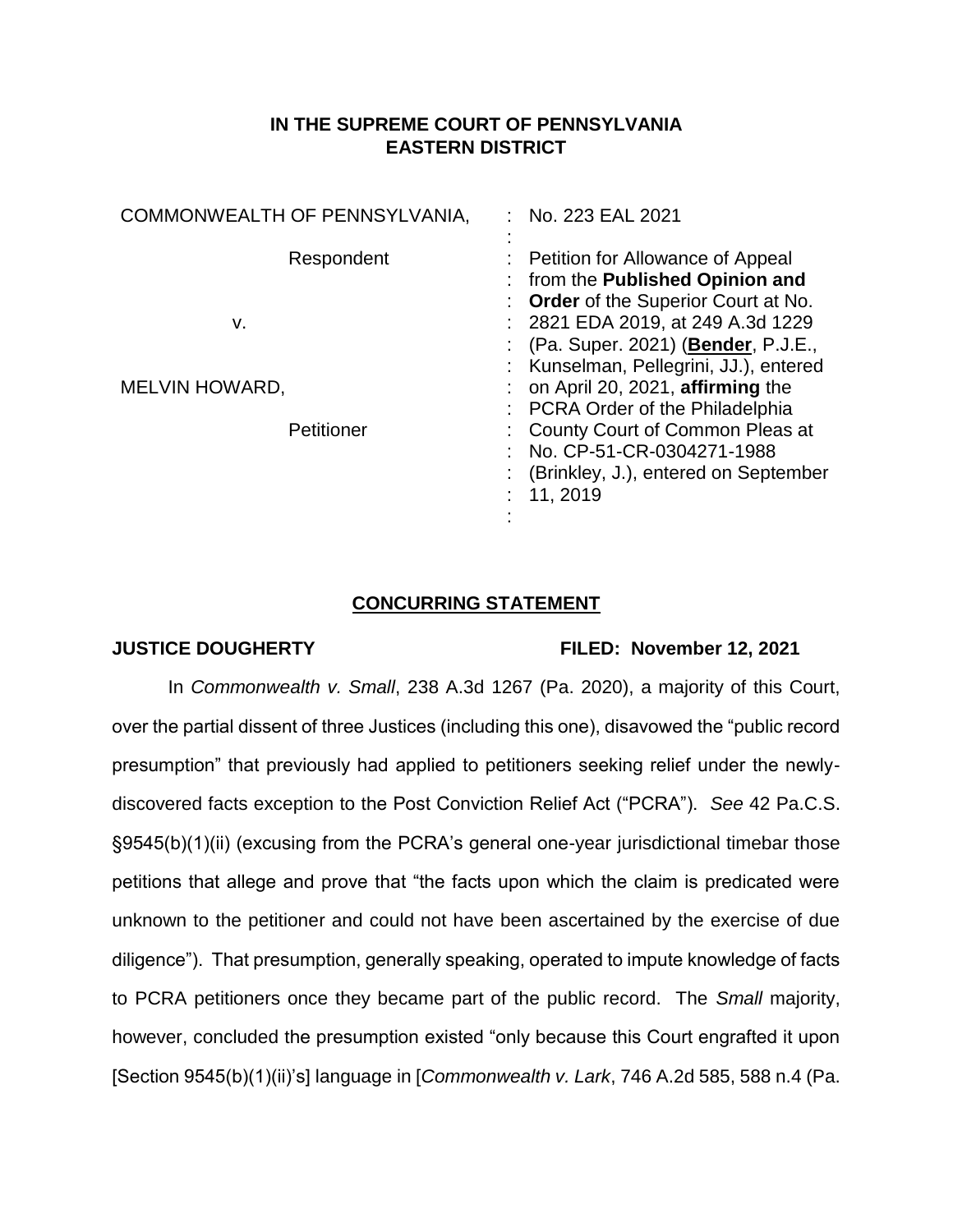# IN THE SUPREME COURT OF PENNSYLVANIA
# EASTERN DISTRICT

| | |
|---|---|
| COMMONWEALTH OF PENNSYLVANIA,<br><br>Respondent<br><br>v.<br><br>MELVIN HOWARD,<br><br>Petitioner | : No. 223 EAL 2021<br>:<br>: Petition for Allowance of Appeal from the **Published Opinion and Order** of the Superior Court at No. 2821 EDA 2019, at 249 A.3d 1229 (Pa. Super. 2021) (**Bender**, P.J.E., Kunselman, Pellegrini, JJ.), entered on April 20, 2021, **affirming** the PCRA Order of the Philadelphia County Court of Common Pleas at No. CP-51-CR-0304271-1988 (Brinkley, J.), entered on September 11, 2019<br>: |

## CONCURRING STATEMENT

**JUSTICE DOUGHERTY** **FILED: November 12, 2021**

In *Commonwealth v. Small*, 238 A.3d 1267 (Pa. 2020), a majority of this Court, over the partial dissent of three Justices (including this one), disavowed the "public record presumption" that previously had applied to petitioners seeking relief under the newly-discovered facts exception to the Post Conviction Relief Act ("PCRA"). *See* 42 Pa.C.S. §9545(b)(1)(ii) (excusing from the PCRA's general one-year jurisdictional timebar those petitions that allege and prove that "the facts upon which the claim is predicated were unknown to the petitioner and could not have been ascertained by the exercise of due diligence"). That presumption, generally speaking, operated to impute knowledge of facts to PCRA petitioners once they became part of the public record. The *Small* majority, however, concluded the presumption existed "only because this Court engrafted it upon [Section 9545(b)(1)(ii)'s] language in [*Commonwealth v. Lark*, 746 A.2d 585, 588 n.4 (Pa.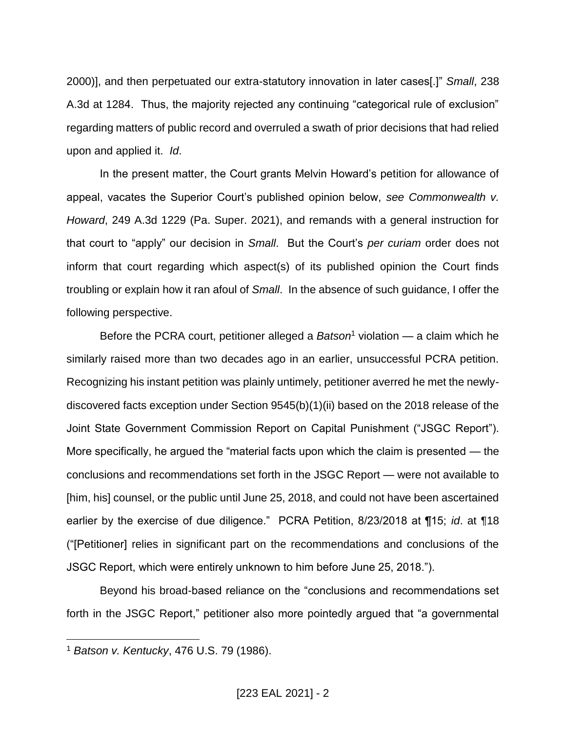2000)], and then perpetuated our extra-statutory innovation in later cases[.]" *Small*, 238 A.3d at 1284. Thus, the majority rejected any continuing "categorical rule of exclusion" regarding matters of public record and overruled a swath of prior decisions that had relied upon and applied it. *Id*.

In the present matter, the Court grants Melvin Howard's petition for allowance of appeal, vacates the Superior Court's published opinion below, *see Commonwealth v. Howard*, 249 A.3d 1229 (Pa. Super. 2021), and remands with a general instruction for that court to "apply" our decision in *Small*. But the Court's *per curiam* order does not inform that court regarding which aspect(s) of its published opinion the Court finds troubling or explain how it ran afoul of *Small*. In the absence of such guidance, I offer the following perspective.

Before the PCRA court, petitioner alleged a *Batson*[1] violation — a claim which he similarly raised more than two decades ago in an earlier, unsuccessful PCRA petition. Recognizing his instant petition was plainly untimely, petitioner averred he met the newly-discovered facts exception under Section 9545(b)(1)(ii) based on the 2018 release of the Joint State Government Commission Report on Capital Punishment ("JSGC Report"). More specifically, he argued the "material facts upon which the claim is presented — the conclusions and recommendations set forth in the JSGC Report — were not available to [him, his] counsel, or the public until June 25, 2018, and could not have been ascertained earlier by the exercise of due diligence." PCRA Petition, 8/23/2018 at ¶15; *id*. at ¶18 ("[Petitioner] relies in significant part on the recommendations and conclusions of the JSGC Report, which were entirely unknown to him before June 25, 2018.").

Beyond his broad-based reliance on the "conclusions and recommendations set forth in the JSGC Report," petitioner also more pointedly argued that "a governmental

[1] *Batson v. Kentucky*, 476 U.S. 79 (1986).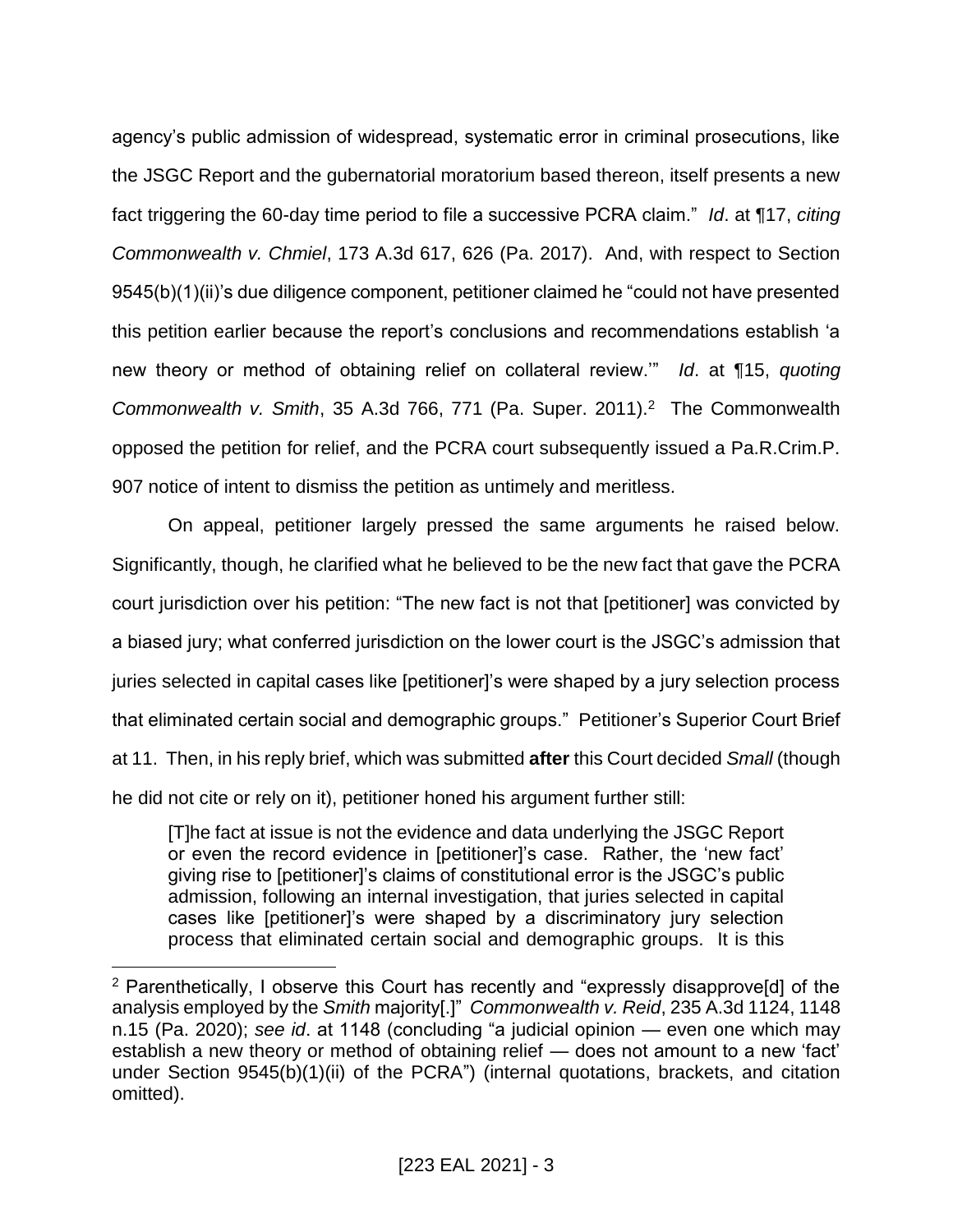agency's public admission of widespread, systematic error in criminal prosecutions, like the JSGC Report and the gubernatorial moratorium based thereon, itself presents a new fact triggering the 60-day time period to file a successive PCRA claim." *Id*. at ¶17, *citing Commonwealth v. Chmiel*, 173 A.3d 617, 626 (Pa. 2017). And, with respect to Section 9545(b)(1)(ii)'s due diligence component, petitioner claimed he "could not have presented this petition earlier because the report's conclusions and recommendations establish 'a new theory or method of obtaining relief on collateral review.'" *Id*. at ¶15, *quoting Commonwealth v. Smith*, 35 A.3d 766, 771 (Pa. Super. 2011).[2] The Commonwealth opposed the petition for relief, and the PCRA court subsequently issued a Pa.R.Crim.P. 907 notice of intent to dismiss the petition as untimely and meritless.

On appeal, petitioner largely pressed the same arguments he raised below. Significantly, though, he clarified what he believed to be the new fact that gave the PCRA court jurisdiction over his petition: "The new fact is not that [petitioner] was convicted by a biased jury; what conferred jurisdiction on the lower court is the JSGC's admission that juries selected in capital cases like [petitioner]'s were shaped by a jury selection process that eliminated certain social and demographic groups." Petitioner's Superior Court Brief at 11. Then, in his reply brief, which was submitted **after** this Court decided *Small* (though he did not cite or rely on it), petitioner honed his argument further still:

> [T]he fact at issue is not the evidence and data underlying the JSGC Report or even the record evidence in [petitioner]'s case. Rather, the 'new fact' giving rise to [petitioner]'s claims of constitutional error is the JSGC's public admission, following an internal investigation, that juries selected in capital cases like [petitioner]'s were shaped by a discriminatory jury selection process that eliminated certain social and demographic groups. It is this

---

[2] Parenthetically, I observe this Court has recently and "expressly disapprove[d] of the analysis employed by the *Smith* majority[.]" *Commonwealth v. Reid*, 235 A.3d 1124, 1148 n.15 (Pa. 2020); *see id*. at 1148 (concluding "a judicial opinion — even one which may establish a new theory or method of obtaining relief — does not amount to a new 'fact' under Section 9545(b)(1)(ii) of the PCRA") (internal quotations, brackets, and citation omitted).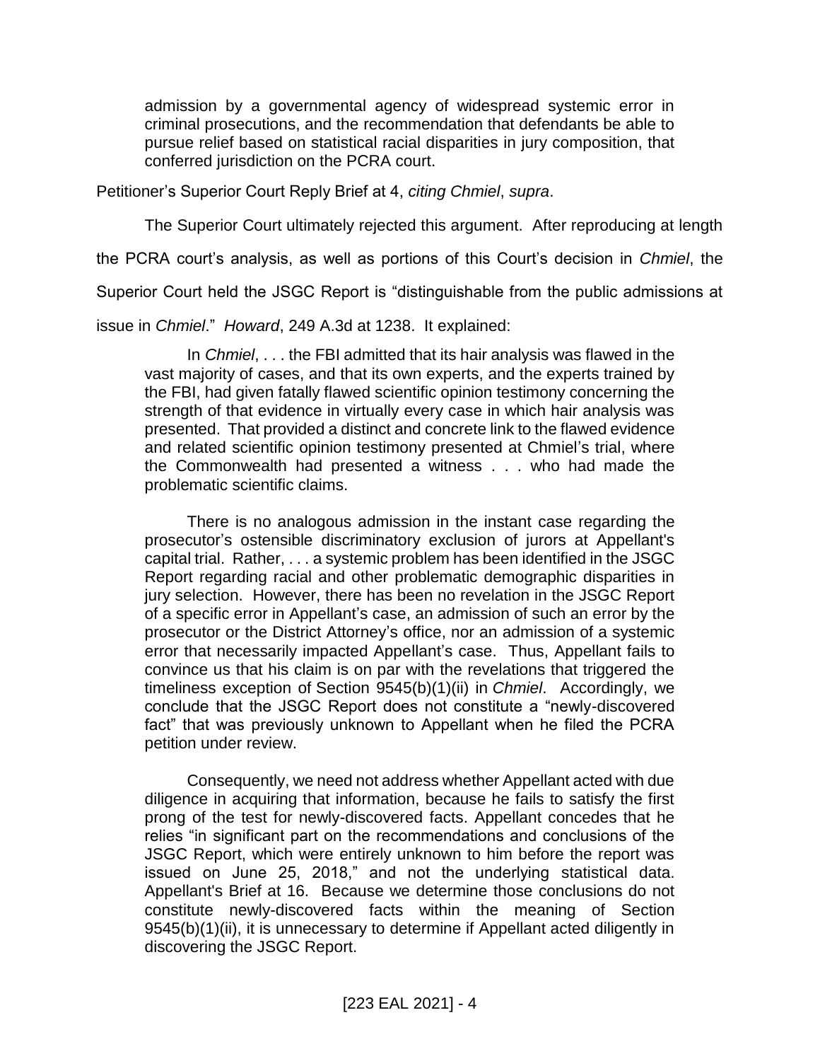admission by a governmental agency of widespread systemic error in criminal prosecutions, and the recommendation that defendants be able to pursue relief based on statistical racial disparities in jury composition, that conferred jurisdiction on the PCRA court.

Petitioner's Superior Court Reply Brief at 4, *citing Chmiel*, *supra*.

The Superior Court ultimately rejected this argument. After reproducing at length the PCRA court's analysis, as well as portions of this Court's decision in *Chmiel*, the Superior Court held the JSGC Report is "distinguishable from the public admissions at issue in *Chmiel*." *Howard*, 249 A.3d at 1238. It explained:

> In *Chmiel*, . . . the FBI admitted that its hair analysis was flawed in the vast majority of cases, and that its own experts, and the experts trained by the FBI, had given fatally flawed scientific opinion testimony concerning the strength of that evidence in virtually every case in which hair analysis was presented. That provided a distinct and concrete link to the flawed evidence and related scientific opinion testimony presented at Chmiel's trial, where the Commonwealth had presented a witness . . . who had made the problematic scientific claims.
>
> There is no analogous admission in the instant case regarding the prosecutor's ostensible discriminatory exclusion of jurors at Appellant's capital trial. Rather, . . . a systemic problem has been identified in the JSGC Report regarding racial and other problematic demographic disparities in jury selection. However, there has been no revelation in the JSGC Report of a specific error in Appellant's case, an admission of such an error by the prosecutor or the District Attorney's office, nor an admission of a systemic error that necessarily impacted Appellant's case. Thus, Appellant fails to convince us that his claim is on par with the revelations that triggered the timeliness exception of Section 9545(b)(1)(ii) in *Chmiel*. Accordingly, we conclude that the JSGC Report does not constitute a "newly-discovered fact" that was previously unknown to Appellant when he filed the PCRA petition under review.
>
> Consequently, we need not address whether Appellant acted with due diligence in acquiring that information, because he fails to satisfy the first prong of the test for newly-discovered facts. Appellant concedes that he relies "in significant part on the recommendations and conclusions of the JSGC Report, which were entirely unknown to him before the report was issued on June 25, 2018," and not the underlying statistical data. Appellant's Brief at 16. Because we determine those conclusions do not constitute newly-discovered facts within the meaning of Section 9545(b)(1)(ii), it is unnecessary to determine if Appellant acted diligently in discovering the JSGC Report.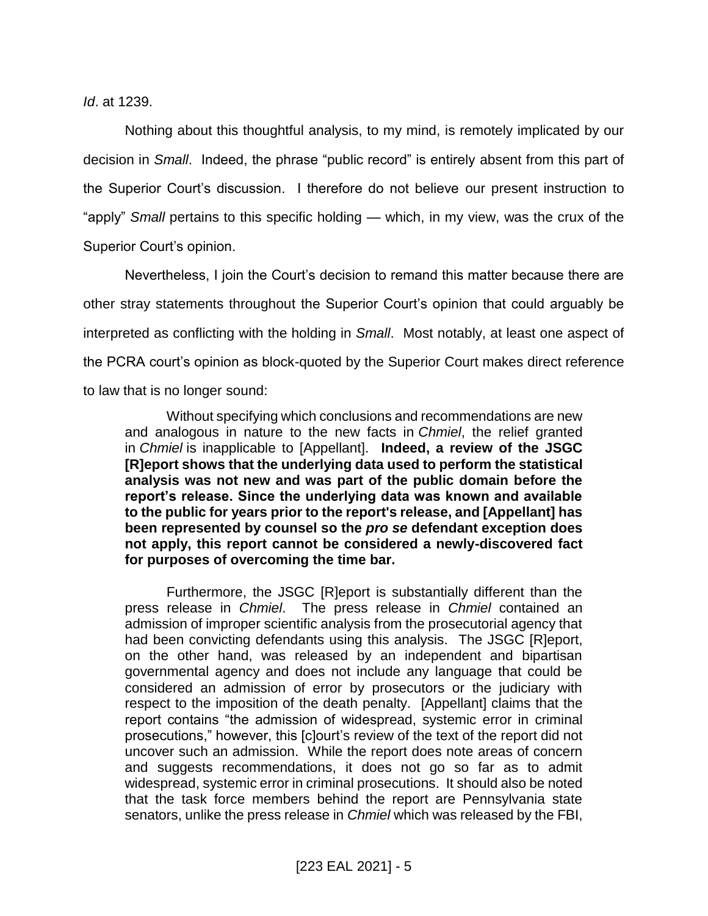*Id*. at 1239.

Nothing about this thoughtful analysis, to my mind, is remotely implicated by our decision in *Small*. Indeed, the phrase "public record" is entirely absent from this part of the Superior Court's discussion. I therefore do not believe our present instruction to "apply" *Small* pertains to this specific holding — which, in my view, was the crux of the Superior Court's opinion.

Nevertheless, I join the Court's decision to remand this matter because there are other stray statements throughout the Superior Court's opinion that could arguably be interpreted as conflicting with the holding in *Small*. Most notably, at least one aspect of the PCRA court's opinion as block-quoted by the Superior Court makes direct reference to law that is no longer sound:

> Without specifying which conclusions and recommendations are new and analogous in nature to the new facts in *Chmiel*, the relief granted in *Chmiel* is inapplicable to [Appellant]. **Indeed, a review of the JSGC [R]eport shows that the underlying data used to perform the statistical analysis was not new and was part of the public domain before the report's release. Since the underlying data was known and available to the public for years prior to the report's release, and [Appellant] has been represented by counsel so the *pro se* defendant exception does not apply, this report cannot be considered a newly-discovered fact for purposes of overcoming the time bar.**
>
> Furthermore, the JSGC [R]eport is substantially different than the press release in *Chmiel*. The press release in *Chmiel* contained an admission of improper scientific analysis from the prosecutorial agency that had been convicting defendants using this analysis. The JSGC [R]eport, on the other hand, was released by an independent and bipartisan governmental agency and does not include any language that could be considered an admission of error by prosecutors or the judiciary with respect to the imposition of the death penalty. [Appellant] claims that the report contains "the admission of widespread, systemic error in criminal prosecutions," however, this [c]ourt's review of the text of the report did not uncover such an admission. While the report does note areas of concern and suggests recommendations, it does not go so far as to admit widespread, systemic error in criminal prosecutions. It should also be noted that the task force members behind the report are Pennsylvania state senators, unlike the press release in *Chmiel* which was released by the FBI,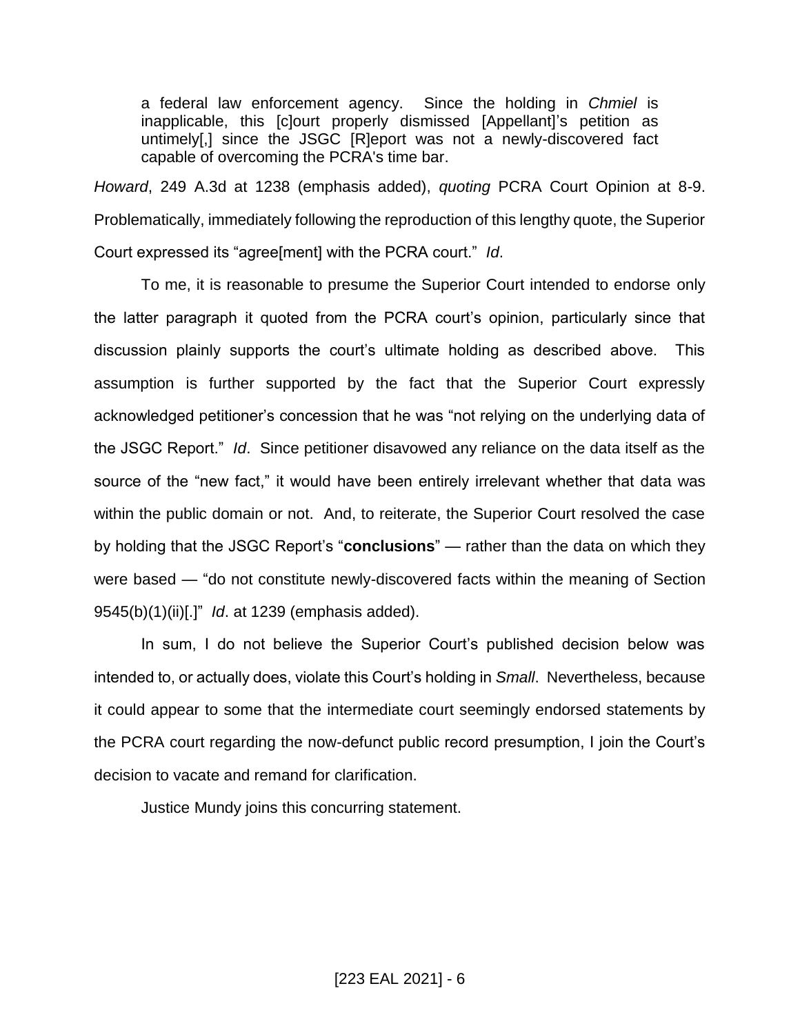> a federal law enforcement agency. Since the holding in *Chmiel* is inapplicable, this [c]ourt properly dismissed [Appellant]'s petition as untimely[,] since the JSGC [R]eport was not a newly-discovered fact capable of overcoming the PCRA's time bar.

*Howard*, 249 A.3d at 1238 (emphasis added), *quoting* PCRA Court Opinion at 8-9. Problematically, immediately following the reproduction of this lengthy quote, the Superior Court expressed its "agree[ment] with the PCRA court." *Id*.

To me, it is reasonable to presume the Superior Court intended to endorse only the latter paragraph it quoted from the PCRA court's opinion, particularly since that discussion plainly supports the court's ultimate holding as described above. This assumption is further supported by the fact that the Superior Court expressly acknowledged petitioner's concession that he was "not relying on the underlying data of the JSGC Report." *Id*. Since petitioner disavowed any reliance on the data itself as the source of the "new fact," it would have been entirely irrelevant whether that data was within the public domain or not. And, to reiterate, the Superior Court resolved the case by holding that the JSGC Report's "**conclusions**" — rather than the data on which they were based — "do not constitute newly-discovered facts within the meaning of Section 9545(b)(1)(ii)[.]" *Id*. at 1239 (emphasis added).

In sum, I do not believe the Superior Court's published decision below was intended to, or actually does, violate this Court's holding in *Small*. Nevertheless, because it could appear to some that the intermediate court seemingly endorsed statements by the PCRA court regarding the now-defunct public record presumption, I join the Court's decision to vacate and remand for clarification.

Justice Mundy joins this concurring statement.